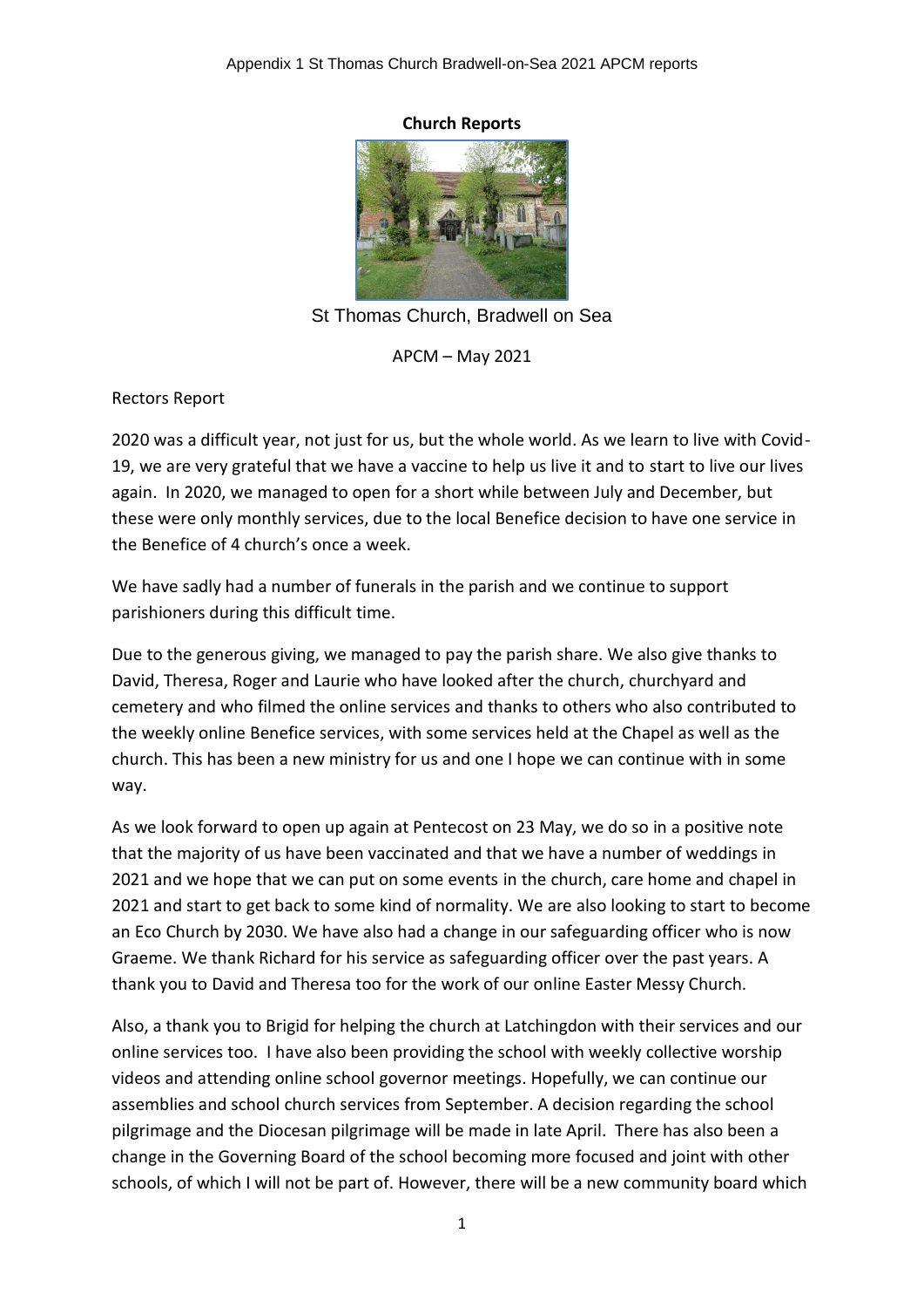**Church Reports**

St Thomas Church, Bradwell on Sea

APCM – May 2021

Rectors Report

2020 was a difficult year, not just for us, but the whole world. As we learn to live with Covid-19, we are very grateful that we have a vaccine to help us live it and to start to live our lives again. In 2020, we managed to open for a short while between July and December, but these were only monthly services, due to the local Benefice decision to have one service in the Benefice of 4 church's once a week.

We have sadly had a number of funerals in the parish and we continue to support parishioners during this difficult time.

Due to the generous giving, we managed to pay the parish share. We also give thanks to David, Theresa, Roger and Laurie who have looked after the church, churchyard and cemetery and who filmed the online services and thanks to others who also contributed to the weekly online Benefice services, with some services held at the Chapel as well as the church. This has been a new ministry for us and one I hope we can continue with in some way.

As we look forward to open up again at Pentecost on 23 May, we do so in a positive note that the majority of us have been vaccinated and that we have a number of weddings in 2021 and we hope that we can put on some events in the church, care home and chapel in 2021 and start to get back to some kind of normality. We are also looking to start to become an Eco Church by 2030. We have also had a change in our safeguarding officer who is now Graeme. We thank Richard for his service as safeguarding officer over the past years. A thank you to David and Theresa too for the work of our online Easter Messy Church.

Also, a thank you to Brigid for helping the church at Latchingdon with their services and our online services too. I have also been providing the school with weekly collective worship videos and attending online school governor meetings. Hopefully, we can continue our assemblies and school church services from September. A decision regarding the school pilgrimage and the Diocesan pilgrimage will be made in late April. There has also been a change in the Governing Board of the school becoming more focused and joint with other schools, of which I will not be part of. However, there will be a new community board which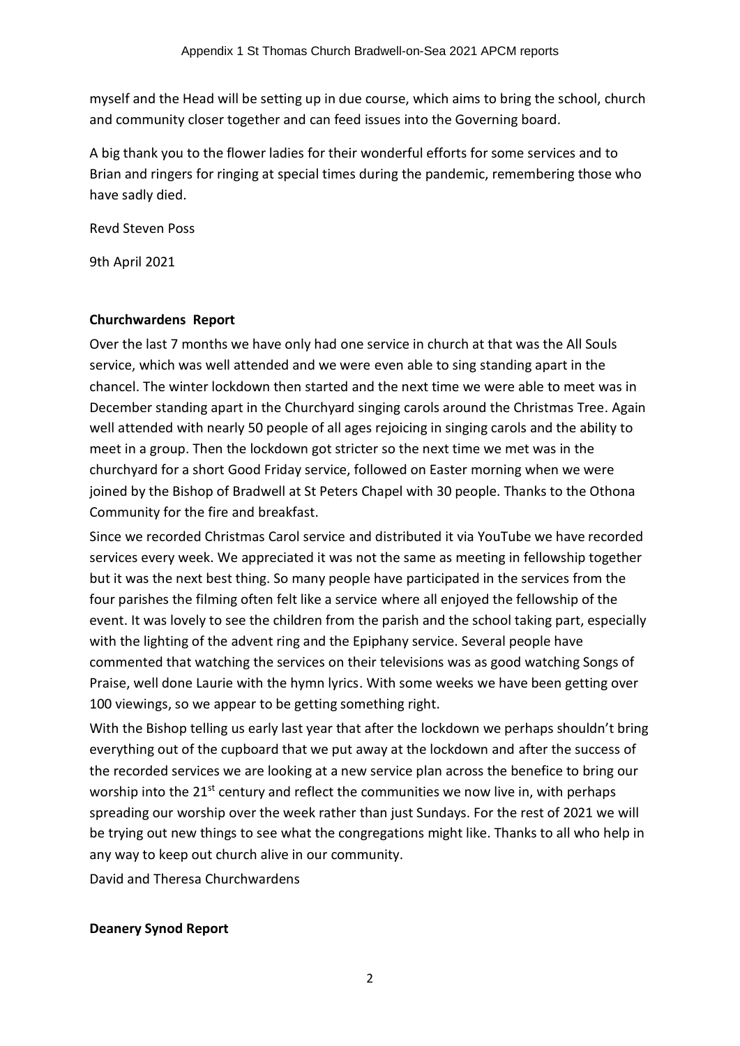myself and the Head will be setting up in due course, which aims to bring the school, church and community closer together and can feed issues into the Governing board.

A big thank you to the flower ladies for their wonderful efforts for some services and to Brian and ringers for ringing at special times during the pandemic, remembering those who have sadly died.

Revd Steven Poss

9th April 2021

**Churchwardens Report**

Over the last 7 months we have only had one service in church at that was the All Souls service, which was well attended and we were even able to sing standing apart in the chancel. The winter lockdown then started and the next time we were able to meet was in December standing apart in the Churchyard singing carols around the Christmas Tree. Again well attended with nearly 50 people of all ages rejoicing in singing carols and the ability to meet in a group. Then the lockdown got stricter so the next time we met was in the churchyard for a short Good Friday service, followed on Easter morning when we were joined by the Bishop of Bradwell at St Peters Chapel with 30 people. Thanks to the Othona Community for the fire and breakfast.

Since we recorded Christmas Carol service and distributed it via YouTube we have recorded services every week. We appreciated it was not the same as meeting in fellowship together but it was the next best thing. So many people have participated in the services from the four parishes the filming often felt like a service where all enjoyed the fellowship of the event. It was lovely to see the children from the parish and the school taking part, especially with the lighting of the advent ring and the Epiphany service. Several people have commented that watching the services on their televisions was as good watching Songs of Praise, well done Laurie with the hymn lyrics. With some weeks we have been getting over 100 viewings, so we appear to be getting something right.

With the Bishop telling us early last year that after the lockdown we perhaps shouldn't bring everything out of the cupboard that we put away at the lockdown and after the success of the recorded services we are looking at a new service plan across the benefice to bring our worship into the 21st century and reflect the communities we now live in, with perhaps spreading our worship over the week rather than just Sundays. For the rest of 2021 we will be trying out new things to see what the congregations might like. Thanks to all who help in any way to keep out church alive in our community.

David and Theresa Churchwardens

**Deanery Synod Report**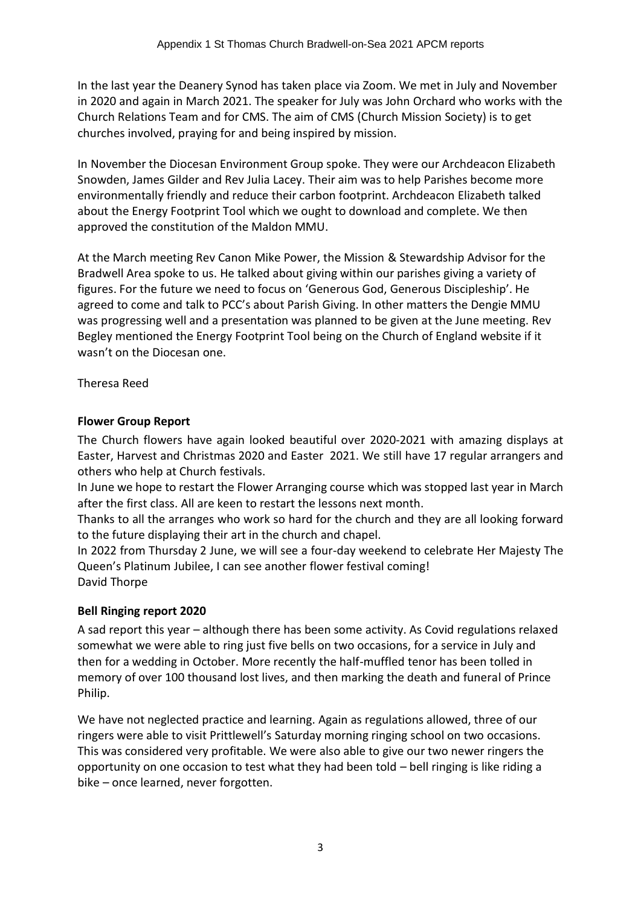In the last year the Deanery Synod has taken place via Zoom. We met in July and November in 2020 and again in March 2021. The speaker for July was John Orchard who works with the Church Relations Team and for CMS. The aim of CMS (Church Mission Society) is to get churches involved, praying for and being inspired by mission.

In November the Diocesan Environment Group spoke. They were our Archdeacon Elizabeth Snowden, James Gilder and Rev Julia Lacey. Their aim was to help Parishes become more environmentally friendly and reduce their carbon footprint. Archdeacon Elizabeth talked about the Energy Footprint Tool which we ought to download and complete. We then approved the constitution of the Maldon MMU.

At the March meeting Rev Canon Mike Power, the Mission & Stewardship Advisor for the Bradwell Area spoke to us. He talked about giving within our parishes giving a variety of figures. For the future we need to focus on 'Generous God, Generous Discipleship'. He agreed to come and talk to PCC's about Parish Giving. In other matters the Dengie MMU was progressing well and a presentation was planned to be given at the June meeting. Rev Begley mentioned the Energy Footprint Tool being on the Church of England website if it wasn't on the Diocesan one.

Theresa Reed

**Flower Group Report**

The Church flowers have again looked beautiful over 2020-2021 with amazing displays at Easter, Harvest and Christmas 2020 and Easter 2021. We still have 17 regular arrangers and others who help at Church festivals.

In June we hope to restart the Flower Arranging course which was stopped last year in March after the first class. All are keen to restart the lessons next month.

Thanks to all the arranges who work so hard for the church and they are all looking forward to the future displaying their art in the church and chapel.

In 2022 from Thursday 2 June, we will see a four-day weekend to celebrate Her Majesty The Queen's Platinum Jubilee, I can see another flower festival coming!

David Thorpe

**Bell Ringing report 2020**

A sad report this year – although there has been some activity. As Covid regulations relaxed somewhat we were able to ring just five bells on two occasions, for a service in July and then for a wedding in October. More recently the half-muffled tenor has been tolled in memory of over 100 thousand lost lives, and then marking the death and funeral of Prince Philip.

We have not neglected practice and learning. Again as regulations allowed, three of our ringers were able to visit Prittlewell's Saturday morning ringing school on two occasions. This was considered very profitable. We were also able to give our two newer ringers the opportunity on one occasion to test what they had been told – bell ringing is like riding a bike – once learned, never forgotten.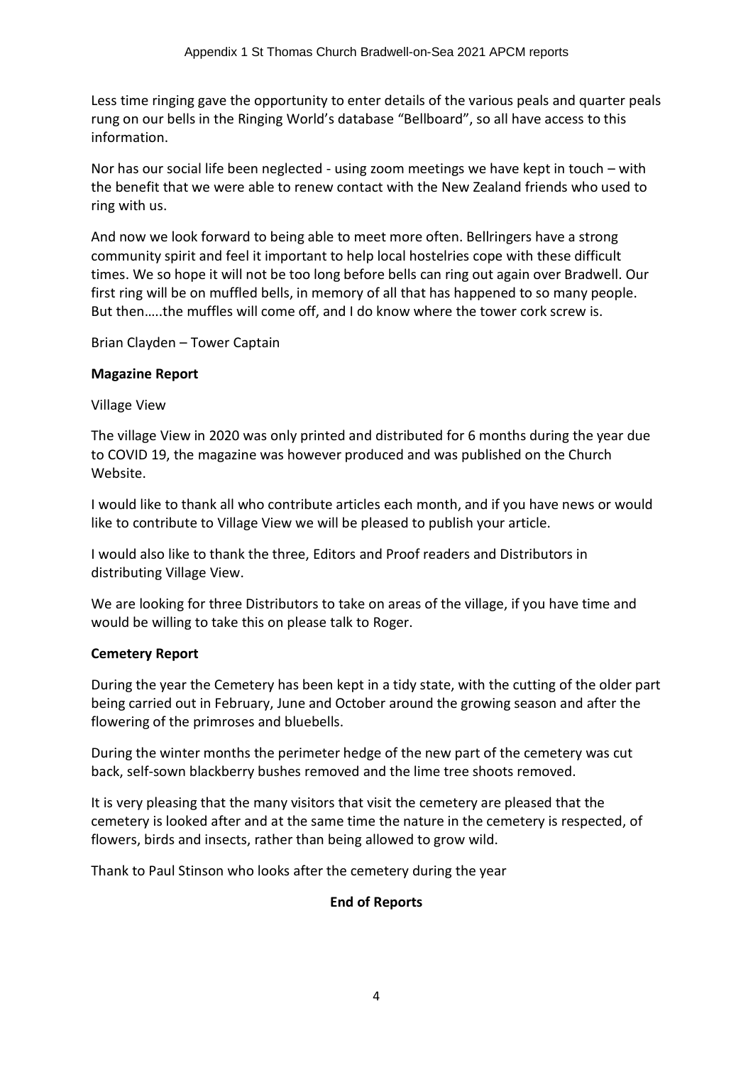Less time ringing gave the opportunity to enter details of the various peals and quarter peals rung on our bells in the Ringing World's database "Bellboard", so all have access to this information.

Nor has our social life been neglected - using zoom meetings we have kept in touch – with the benefit that we were able to renew contact with the New Zealand friends who used to ring with us.

And now we look forward to being able to meet more often. Bellringers have a strong community spirit and feel it important to help local hostelries cope with these difficult times. We so hope it will not be too long before bells can ring out again over Bradwell. Our first ring will be on muffled bells, in memory of all that has happened to so many people. But then…..the muffles will come off, and I do know where the tower cork screw is.

Brian Clayden – Tower Captain

**Magazine Report**

Village View

The village View in 2020 was only printed and distributed for 6 months during the year due to COVID 19, the magazine was however produced and was published on the Church Website.

I would like to thank all who contribute articles each month, and if you have news or would like to contribute to Village View we will be pleased to publish your article.

I would also like to thank the three, Editors and Proof readers and Distributors in distributing Village View.

We are looking for three Distributors to take on areas of the village, if you have time and would be willing to take this on please talk to Roger.

**Cemetery Report**

During the year the Cemetery has been kept in a tidy state, with the cutting of the older part being carried out in February, June and October around the growing season and after the flowering of the primroses and bluebells.

During the winter months the perimeter hedge of the new part of the cemetery was cut back, self-sown blackberry bushes removed and the lime tree shoots removed.

It is very pleasing that the many visitors that visit the cemetery are pleased that the cemetery is looked after and at the same time the nature in the cemetery is respected, of flowers, birds and insects, rather than being allowed to grow wild.

Thank to Paul Stinson who looks after the cemetery during the year

**End of Reports**